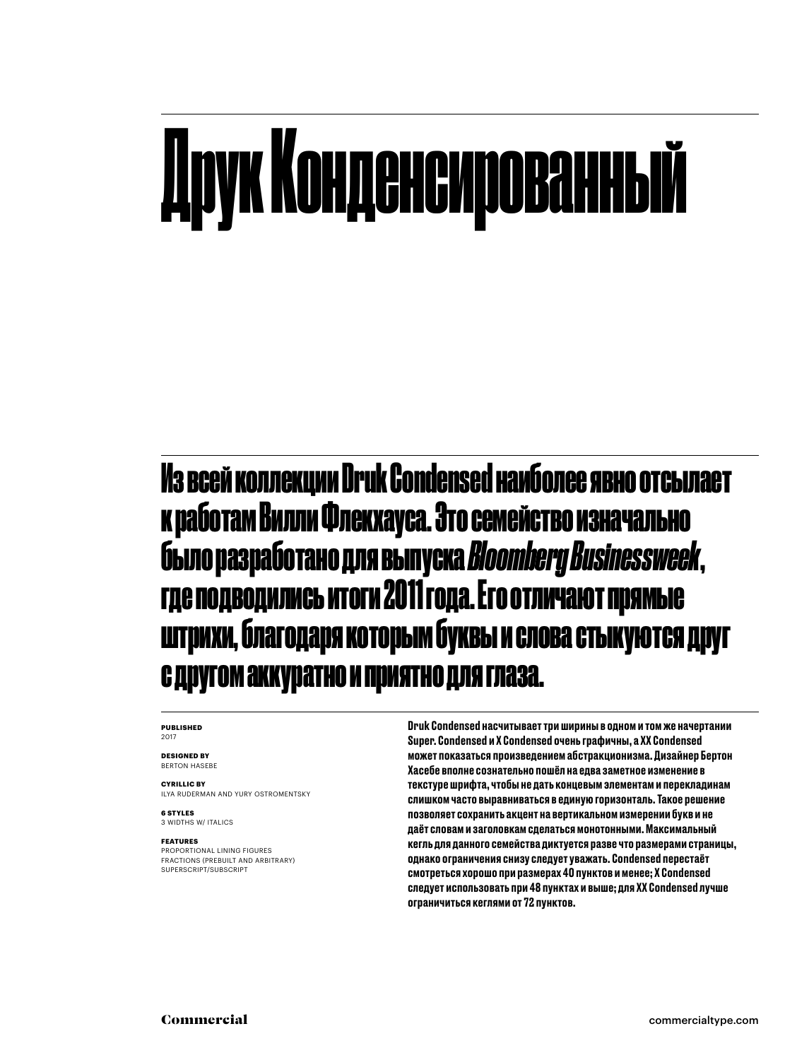# Друк Конденсированный

## Из всей коллекции Druk Condensed наиболее явно отсылает к работам Вилли Флекхауса. Это семейство изначально было разработано для выпуска *Bloomberg Businessweek*, где подводились итоги 2011 года. Его отличают прямые штрихи, благодаря которым буквы и слова стыкуются друг с другом аккуратно и приятно для глаза.

**PUBLISHED**
2017

**DESIGNED BY**
BERTON HASEBE

**CYRILLIC BY**
ILYA RUDERMAN AND YURY OSTROMENTSKY

**6 STYLES**
3 WIDTHS W/ ITALICS

**FEATURES**
PROPORTIONAL LINING FIGURES
FRACTIONS (PREBUILT AND ARBITRARY)
SUPERSCRIPT/SUBSCRIPT

Druk Condensed насчитывает три ширины в одном и том же начертании Super. Condensed и X Condensed очень графичны, а XX Condensed может показаться произведением абстракционизма. Дизайнер Бертон Хасебе вполне сознательно пошёл на едва заметное изменение в текстуре шрифта, чтобы не дать концевым элементам и перекладинам слишком часто выравниваться в единую горизонталь. Такое решение позволяет сохранить акцент на вертикальном измерении букв и не даёт словам и заголовкам сделаться монотонными. Максимальный кегль для данного семейства диктуется разве что размерами страницы, однако ограничения снизу следует уважать. Condensed перестаёт смотреться хорошо при размерах 40 пунктов и менее; X Condensed следует использовать при 48 пунктах и выше; для XX Condensed лучше ограничиться кеглями от 72 пунктов.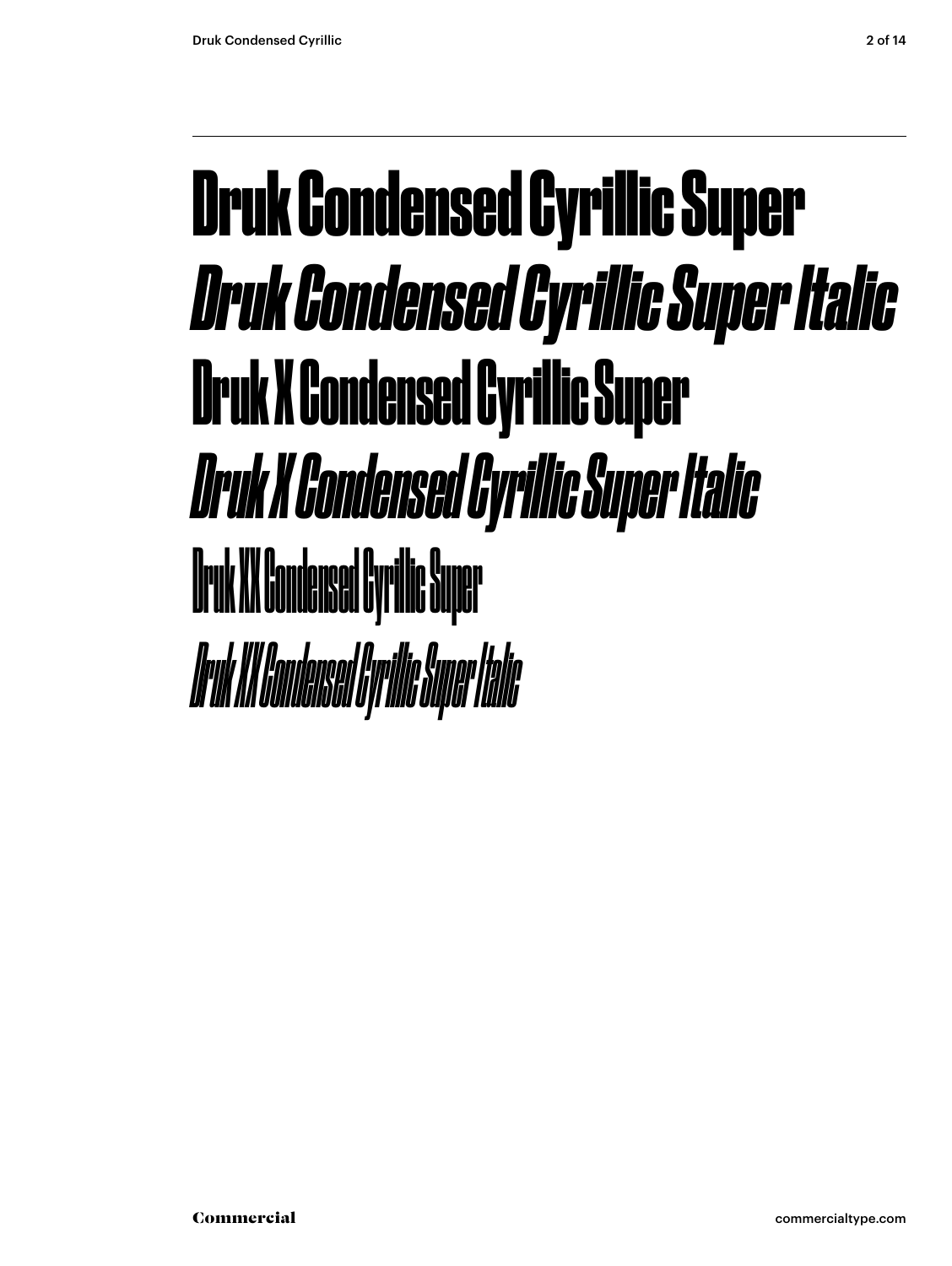Druk Condensed Cyrillic Super

*Druk Condensed Cyrillic Super Italic*

Druk X Condensed Cyrillic Super

*Druk X Condensed Cyrillic Super Italic*

Druk XX Condensed Cyrillic Super

*Druk XX Condensed Cyrillic Super Italic*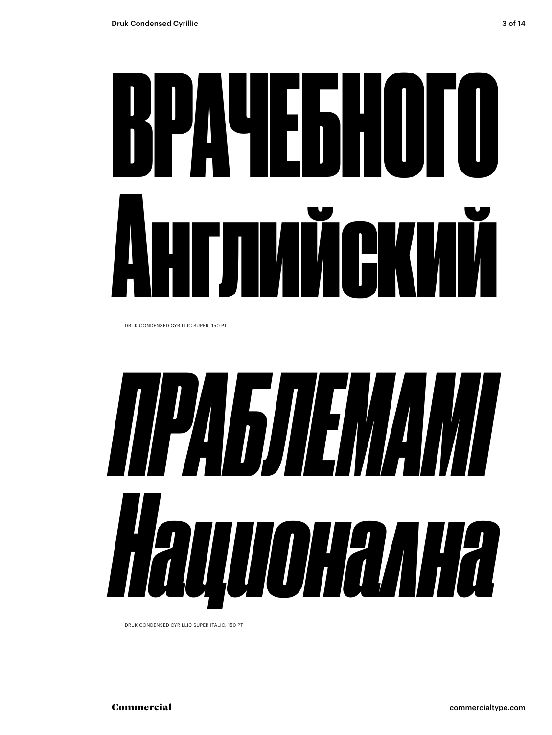# ВРАЧЕБНОГО Английский

DRUK CONDENSED CYRILLIC SUPER, 150 PT

# *ПРАБЛЕМАМІ Национална*

DRUK CONDENSED CYRILLIC SUPER ITALIC, 150 PT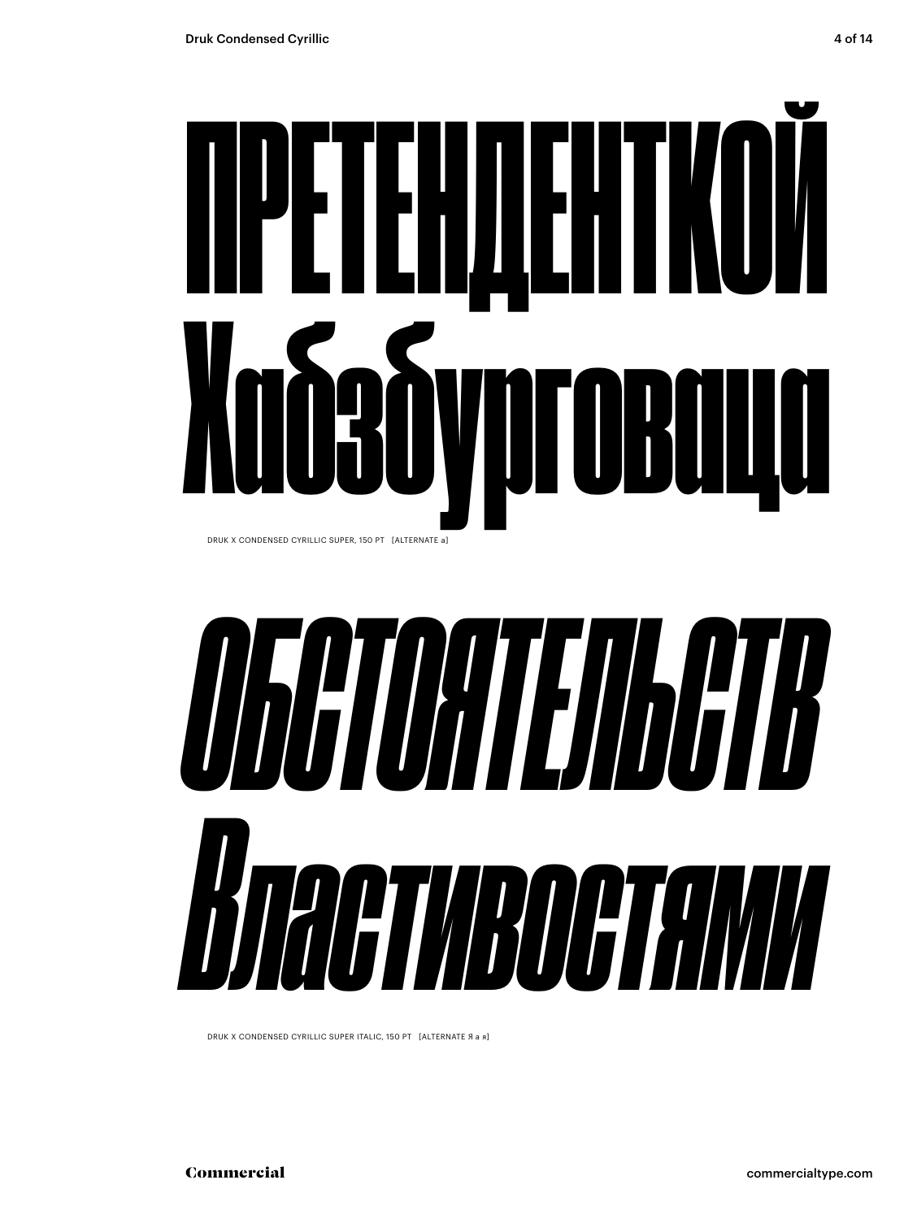# ПРЕТЕНДЕНТКОЙ Хабзбурговаца

DRUK X CONDENSED CYRILLIC SUPER, 150 PT [ALTERNATE а]

# *ОБСТОЯТЕЛЬСТВ Властивостями*

DRUK X CONDENSED CYRILLIC SUPER ITALIC, 150 PT [ALTERNATE Я а я]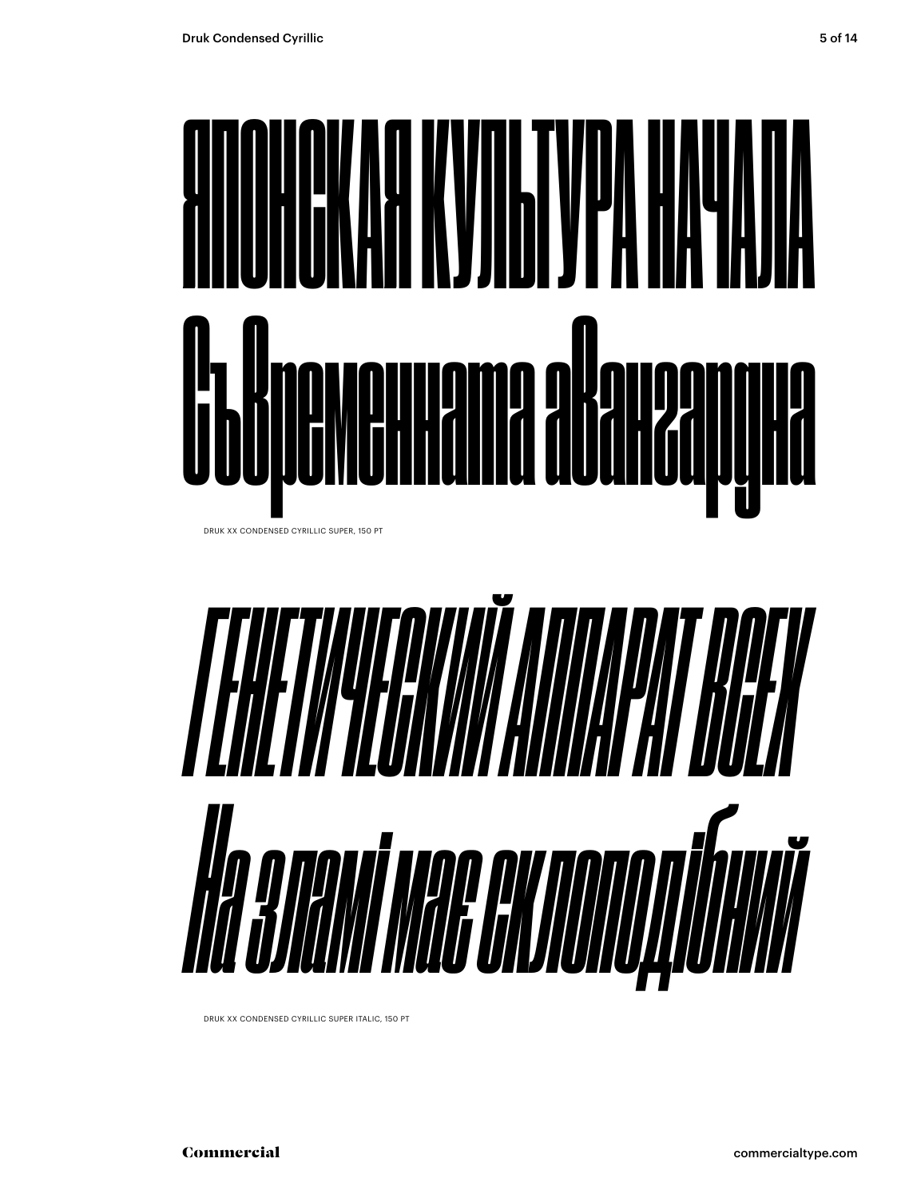ЯПОНСКАЯ КУЛЬТУРА НАЧАЛА
Съвременната авангардна

DRUK XX CONDENSED CYRILLIC SUPER, 150 PT

*ГЕНЕТИЧЕСКИЙ АППАРАТ ВСЕХ*
*На зламі має склоподібний*

DRUK XX CONDENSED CYRILLIC SUPER ITALIC, 150 PT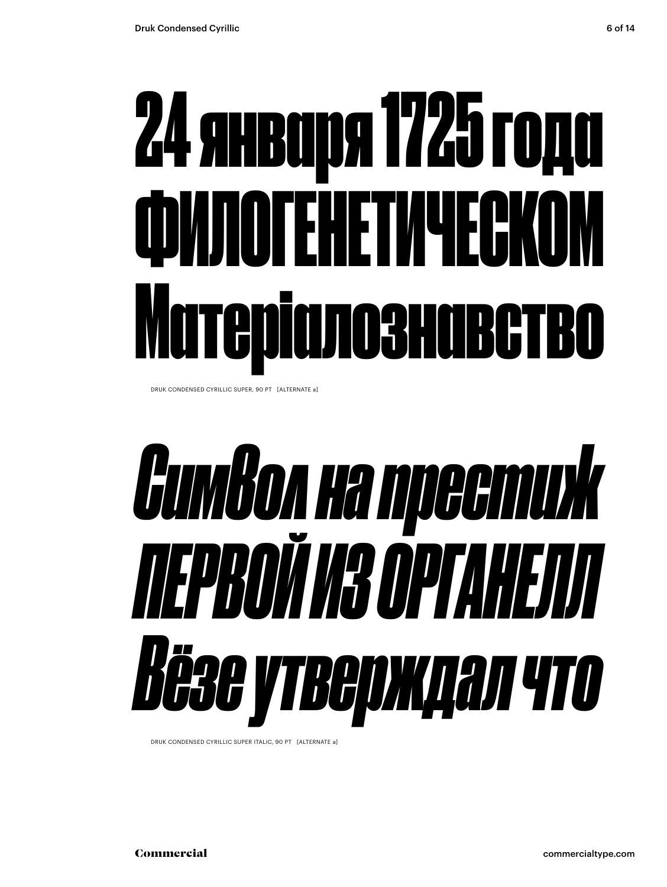24 января 1725 года
ФИЛОГЕНЕТИЧЕСКОМ
Матеріалознавство

DRUK CONDENSED CYRILLIC SUPER, 90 PT [ALTERNATE a]

*Символ на престиж*
*ПЕРВОЙ ИЗ ОРГАНЕЛЛ*
*Вёзе утверждал что*

DRUK CONDENSED CYRILLIC SUPER ITALIC, 90 PT [ALTERNATE a]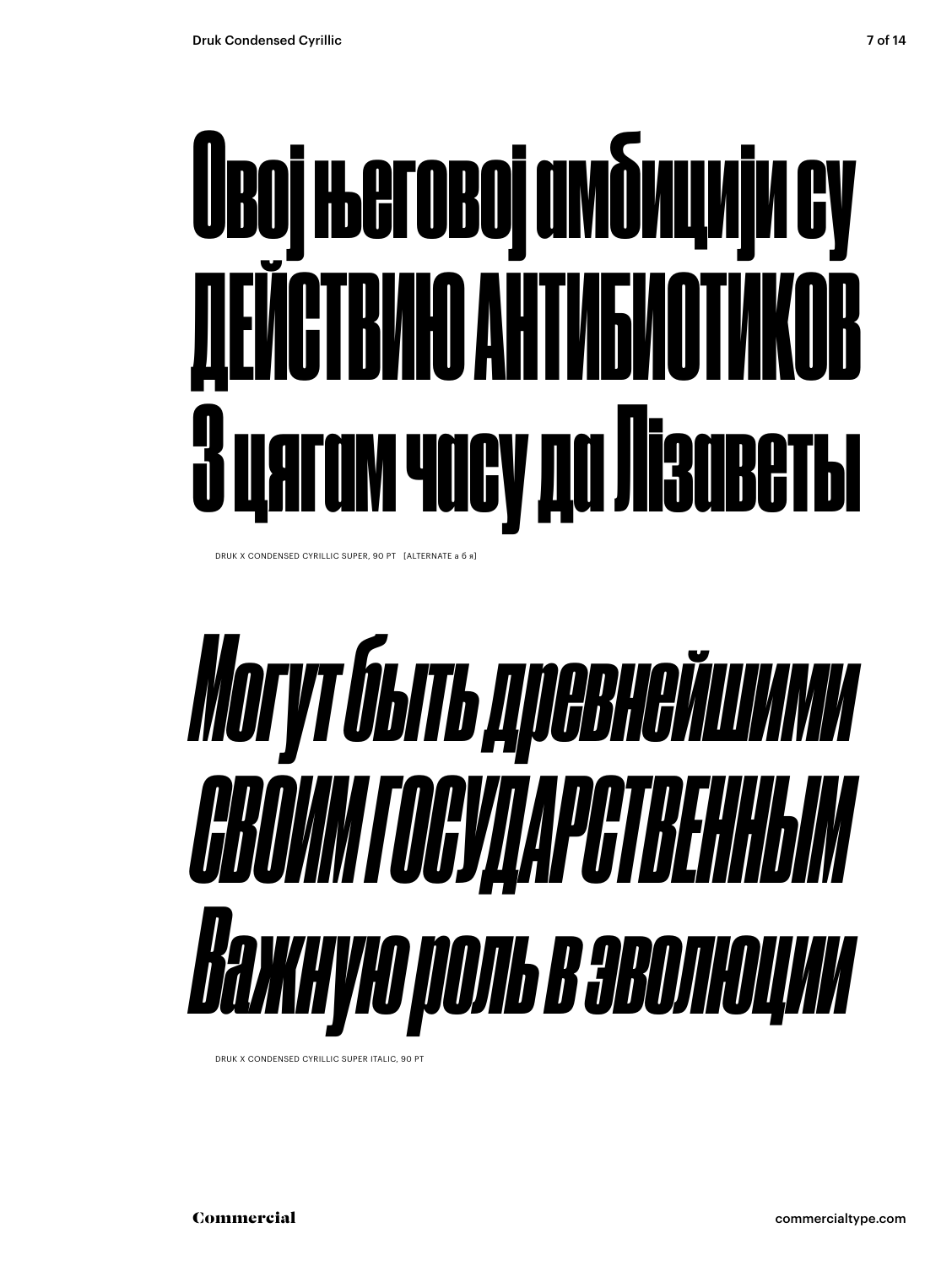Овој његовој амбицији су
ДЕЙСТВИЮ АНТИБИОТИКОВ
З цягам часу да Лізаветы

DRUK X CONDENSED CYRILLIC SUPER, 90 PT [ALTERNATE а б я]

*Могут быть древнейшими*
*СВОИМ ГОСУДАРСТВЕННЫМ*
*Важную роль в эволюции*

DRUK X CONDENSED CYRILLIC SUPER ITALIC, 90 PT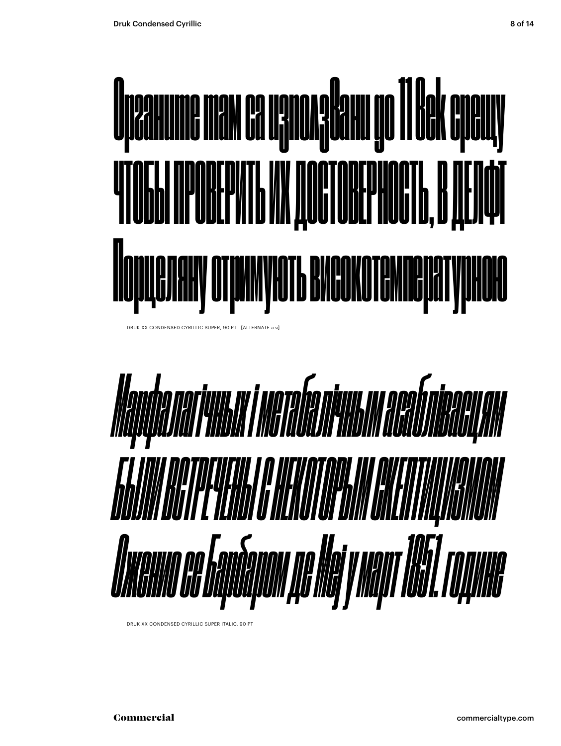Органите там са използвани до 11 век срещу

ЧТОБЫ ПРОВЕРИТЬ ИХ ДОСТОВЕРНОСТЬ, В ДЕЛФТ

Порцеляну отримують високотемпературною

DRUK XX CONDENSED CYRILLIC SUPER, 90 PT [ALTERNATE а я]

*Марфалагічных і метабалічным асаблівасцям*

*БЫЛИ ВСТРЕЧЕНЫ С НЕКОТОРЫМ СКЕПТИЦИЗМОМ*

*Оженио се Барбаром де Мej у март 1851. године*

DRUK XX CONDENSED CYRILLIC SUPER ITALIC, 90 PT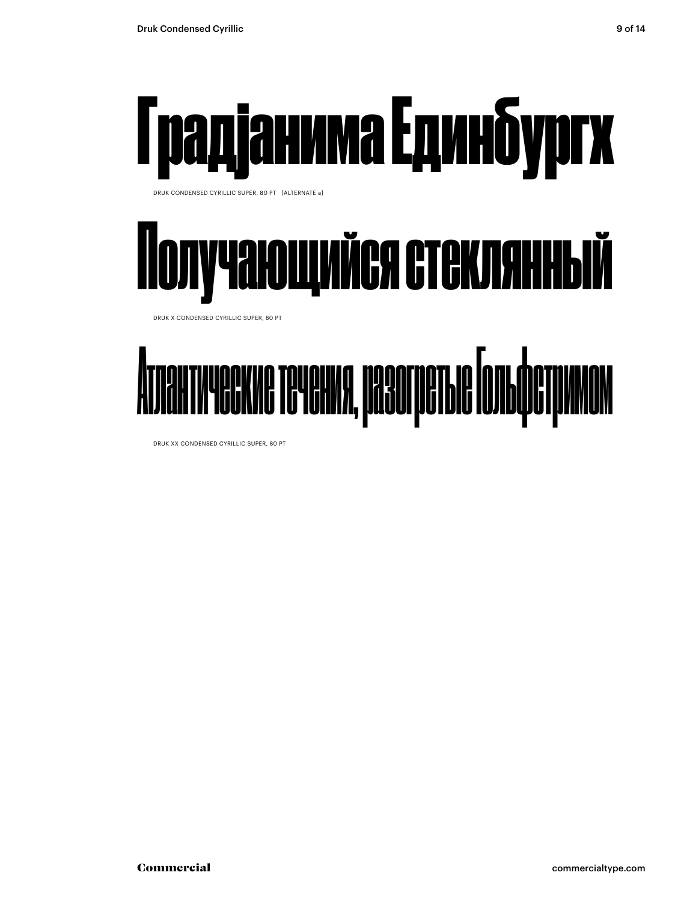# Грађанима Единбургх

DRUK CONDENSED CYRILLIC SUPER, 80 PT [ALTERNATE a]

# Получающийся стеклянный

DRUK X CONDENSED CYRILLIC SUPER, 80 PT

# Атлантические течения, разогретые Гольфстримом

DRUK XX CONDENSED CYRILLIC SUPER, 80 PT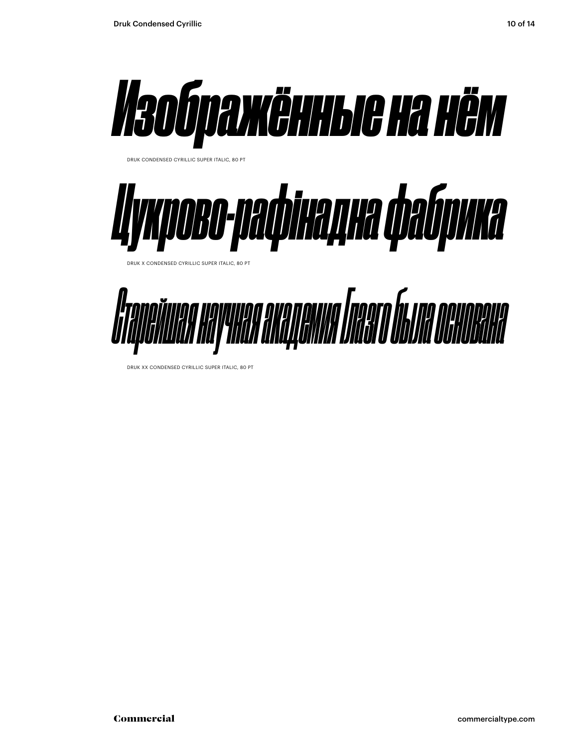*Изображённые на нём*

DRUK CONDENSED CYRILLIC SUPER ITALIC, 80 PT

*Цукрово-рафінадна фабрика*

DRUK X CONDENSED CYRILLIC SUPER ITALIC, 80 PT

*Старейшая научная академия Глазго была основана*

DRUK XX CONDENSED CYRILLIC SUPER ITALIC, 80 PT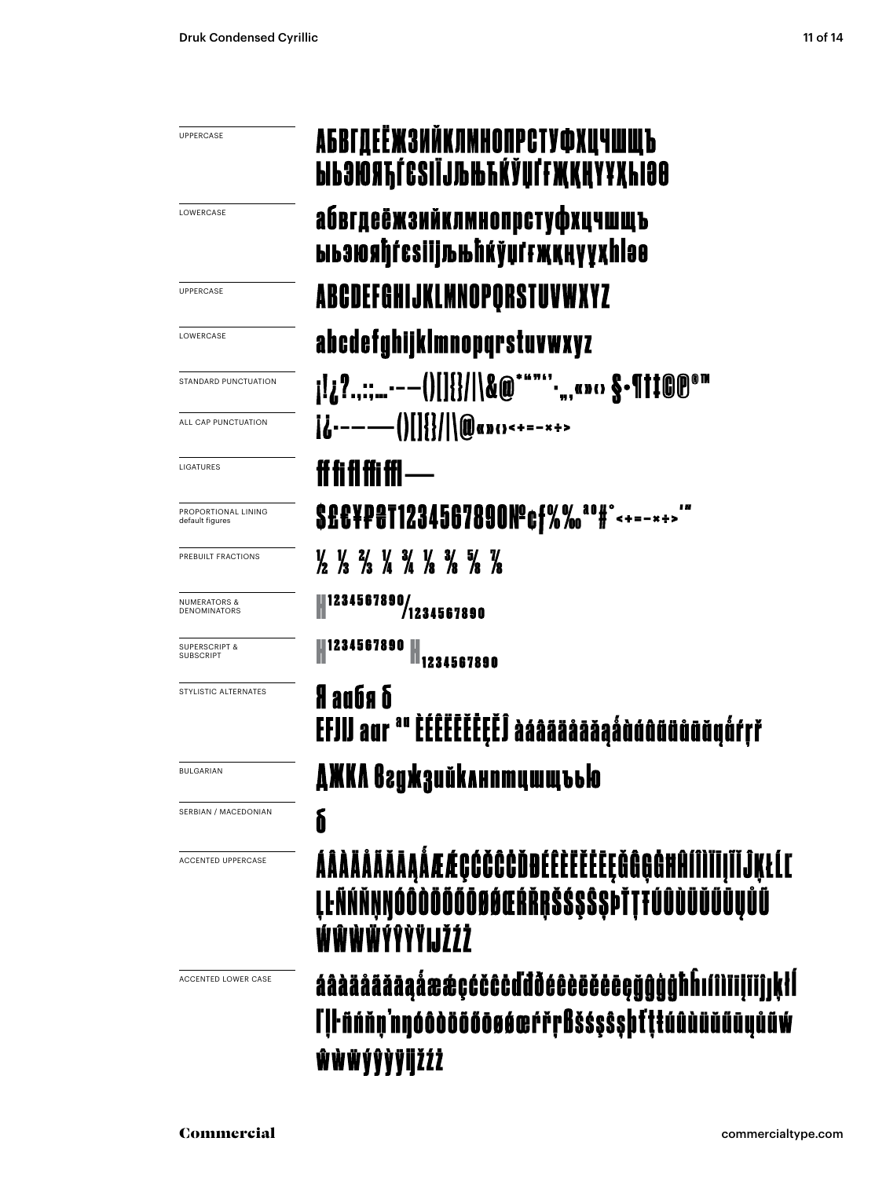| | |
|---|---|
| UPPERCASE | АБВГДЕЁЖЗИЙКЛМНОПРСТУФХЦЧШЩЪ ЫЬЭЮЯЂЃЄЅІЇЈЉЊЋЌЎЏҐҒҖҚҢҮҰҲҺӘӨ |
| LOWERCASE | абвгдеёжзийклмнопрстуфхцчшщъ ыьэюяђѓєѕіїјљњћќўџґғҗқңүұҳһәө |
| UPPERCASE | ABCDEFGHIJKLMNOPQRSTUVWXYZ |
| LOWERCASE | abcdefghijklmnopqrstuvwxyz |
| STANDARD PUNCTUATION | ¡!¿?.,:;…-–—()[]{}/\|\&@*"”'’·‚„«»‹› §•¶†‡©℗®™ |
| ALL CAP PUNCTUATION | ¡¿-–—()[]{}/\|\@«»‹›<+=−×÷> |
| LIGATURES | ff fi fl ffi ffl — |
| PROPORTIONAL LINING default figures | $£€¥₽₴₮1234567890№¢ƒ%‰ªº#°<+=−×÷>′″ |
| PREBUILT FRACTIONS | ½ ⅓ ⅔ ¼ ¾ ⅛ ⅜ ⅝ ⅞ |
| NUMERATORS & DENOMINATORS | H1234567890/1234567890 |
| SUPERSCRIPT & SUBSCRIPT | H1234567890 H1234567890 |
| STYLISTIC ALTERNATES | Я аабя б EFJIJ aar ªº ÈÉÊËĒĔĖĘĚĴ àáâãäåāăąǻàáâãäåāăąǻŕŗř |
| BULGARIAN | ДЖКЛ вгджзийклнптцшщъью |
| SERBIAN / MACEDONIAN | б |
| ACCENTED UPPERCASE | ÁÂÀÄÅÃĂĀĄǺÆǼÇĆČĈĊĎĐÉÊÈËĔĖĒĘĞĜĢĠĦĤÍÎÌÏĬĪĮĨĴĶŁĹĽĻĿÑŃŇŅŊÓÔÒÖÕŐŌØǾŒŔŘŖŠŚŞŜȘÞŤŢŦÚÛÙÜŬŰŪŲŮŨẂŴẀẄÝŶỲŸĲŽŹŻ |
| ACCENTED LOWER CASE | áâàäåãăāąǻæǽçćčĉċďđðéêèëĕėēęğĝģġħĥıíîìïĭīįĩȷķłĺľļŀñńňņʼnŋóôòöõőōøǿœŕřŗßšśşŝșþťţŧúûùüŭűūųůũẃŵẁẅýŷỳÿĳžźż |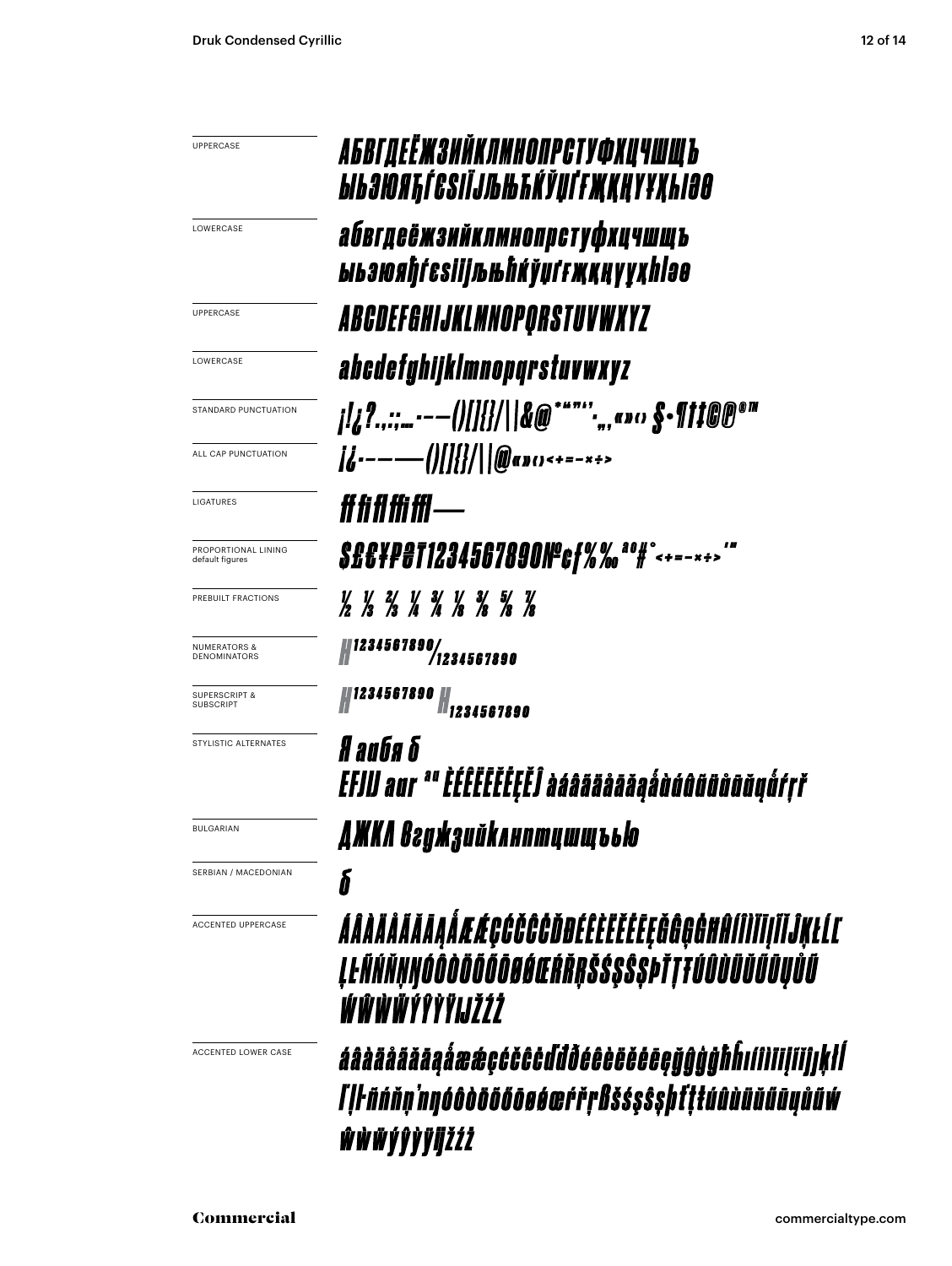UPPERCASE

АБВГДЕЁЖЗИЙКЛМНОПРСТУФХЦЧШЩЪ
ЫЬЭЮЯЂЃЄЅІЇЈЉЊЋЌЎЏҐҒҖҚҢҮҰҲҺӀӘѲ

LOWERCASE

абвгдеёжзийклмнопрстуфхцчшщъ
ыьэюяђѓєѕіїјљњћќўџґғҗқңүұҳһӏәѳ

UPPERCASE

ABCDEFGHIJKLMNOPQRSTUVWXYZ

LOWERCASE

abcdefghijklmnopqrstuvwxyz

STANDARD PUNCTUATION

¡!¿?.,:;...-–—()[]{}/|\&@*"""''·‚„«»‹› §•¶†‡©℗®™

ALL CAP PUNCTUATION

¡¿-–—()[]{}/|\@«»‹›<+=−×÷>

LIGATURES

ff fi fl ffi ffl —

PROPORTIONAL LINING default figures

$£€¥₽₴₸1234567890№¢ƒ%‰ ªº#° <+=−×÷> '"

PREBUILT FRACTIONS

½ ⅓ ⅔ ¼ ¾ ⅛ ⅜ ⅝ ⅞

NUMERATORS & DENOMINATORS

H1234567890/1234567890

SUPERSCRIPT & SUBSCRIPT

H1234567890 H1234567890

STYLISTIC ALTERNATES

Я аибя б
EFJU aur ªº ÈÉÊËĒĔĖĘĚĴ àáâãäåāăąǻàáâãäåāăąǻŕŗř

BULGARIAN

ДЖКЛ вгджзийклнптцшщъью

SERBIAN / MACEDONIAN

б

ACCENTED UPPERCASE

ÁÂÀÄÅÃĂĀĄǺÆǼÇĆČĈĊĎĐÉÊÈËĚĖĒĘĞĜĢĠĦĤÍÎÌÏĪĮĨĬĴĶŁĹĽ
ĻĿÑŃŇŅŊÓÔÒÖÕŐŌØǾŒŔŘŖŠŚŞŜȘÞŤŢŦÚÛÙÜŬŰŪŲŮŨ
ẂŴẀẄÝŶỲŸĲŽŹŻ

ACCENTED LOWER CASE

áâàäåãăāąǻæǽçćčĉċďđðéêèëěėēęğĝģġħĥıíîìïīįĩĭȷĵķłĺ
ľļŀñńňņŉŋóôòöõőōøǿœŕřŗßšśşŝșþťţŧúûùüŭűūųůũẃ
ŵẁẅýŷỳÿĳžźż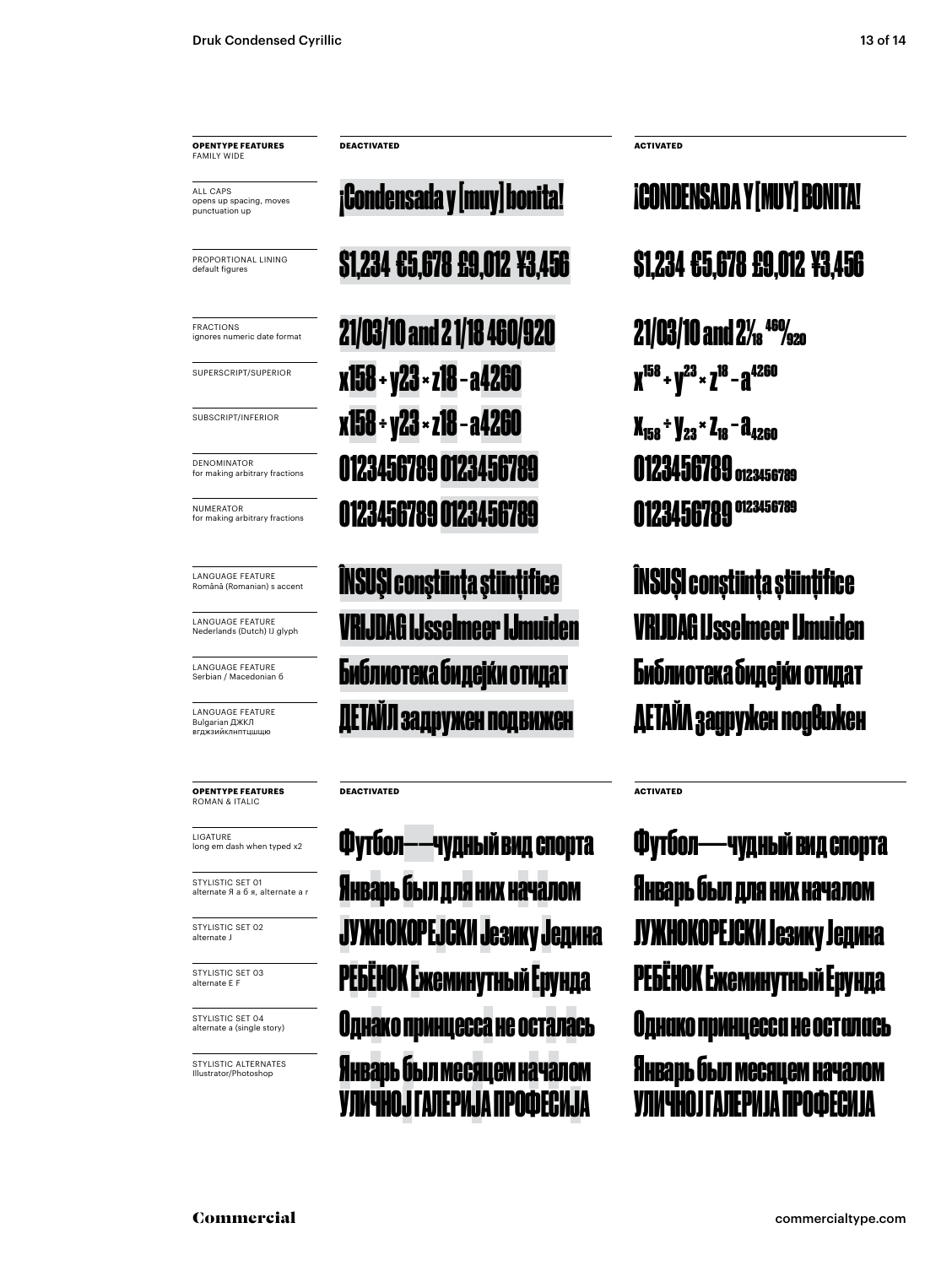| **OPENTYPE FEATURES** FAMILY WIDE | **DEACTIVATED** | **ACTIVATED** |
| --- | --- | --- |
| ALL CAPS opens up spacing, moves punctuation up | ¡Condensada y [muy] bonita! | ¡CONDENSADA Y [MUY] BONITA! |
| PROPORTIONAL LINING default figures | $1,234 €5,678 £9,012 ¥3,456 | $1,234 €5,678 £9,012 ¥3,456 |
| FRACTIONS ignores numeric date format | 21/03/10 and 2 1/18 460/920 | 21/03/10 and 2 1/18 460/920 |
| SUPERSCRIPT/SUPERIOR | x158 ÷ y23 × z18 – a4260 | $x^{158} \div y^{23} \times z^{18} - a^{4260}$ |
| SUBSCRIPT/INFERIOR | x158 ÷ y23 × z18 – a4260 | $x_{158} \div y_{23} \times z_{18} - a_{4260}$ |
| DENOMINATOR for making arbitrary fractions | 0123456789 0123456789 | 0123456789 $_{0123456789}$ |
| NUMERATOR for making arbitrary fractions | 0123456789 0123456789 | 0123456789 $^{0123456789}$ |
| LANGUAGE FEATURE Română (Romanian) s accent | ÎNSUŞI conştiinţa ştiinţifice | ÎNSUȘI conștiința științifice |
| LANGUAGE FEATURE Nederlands (Dutch) IJ glyph | VRIJDAG IJsselmeer IJmuiden | VRIJDAG IJsselmeer IJmuiden |
| LANGUAGE FEATURE Serbian / Macedonian б | Библиотека бидејќи отидат | Библиотека бидејќи отидат |
| LANGUAGE FEATURE Bulgarian ДЖКЛ вгджзийклнптцшщю | ДЕТАЙЛ задружен подвижен | ДЕТАЙЛ задружен подвижен |

| **OPENTYPE FEATURES** ROMAN & ITALIC | **DEACTIVATED** | **ACTIVATED** |
| --- | --- | --- |
| LIGATURE long em dash when typed x2 | Футбол——чудный вид спорта | Футбол—чудный вид спорта |
| STYLISTIC SET 01 alternate Я а б я, alternate а г | Январь был для них началом | Январь был для них началом |
| STYLISTIC SET 02 alternate J | JУЖНОКОРЕJСКИ Jезику Jедина | JУЖНОКОРЕJСКИ Jезику Jедина |
| STYLISTIC SET 03 alternate E F | РЕБЁНОК Ежеминутный Ерунда | РЕБЁНОК Ежеминутный Ерунда |
| STYLISTIC SET 04 alternate a (single story) | Однако принцесса не осталась | Однако принцесса не осталась |
| STYLISTIC ALTERNATES Illustrator/Photoshop | Январь был месяцем началом УЛИЧНОJ ГАЛЕРИJА ПРОФЕСИJА | Январь был месяцем началом УЛИЧНОJ ГАЛЕРИJА ПРОФЕСИJА |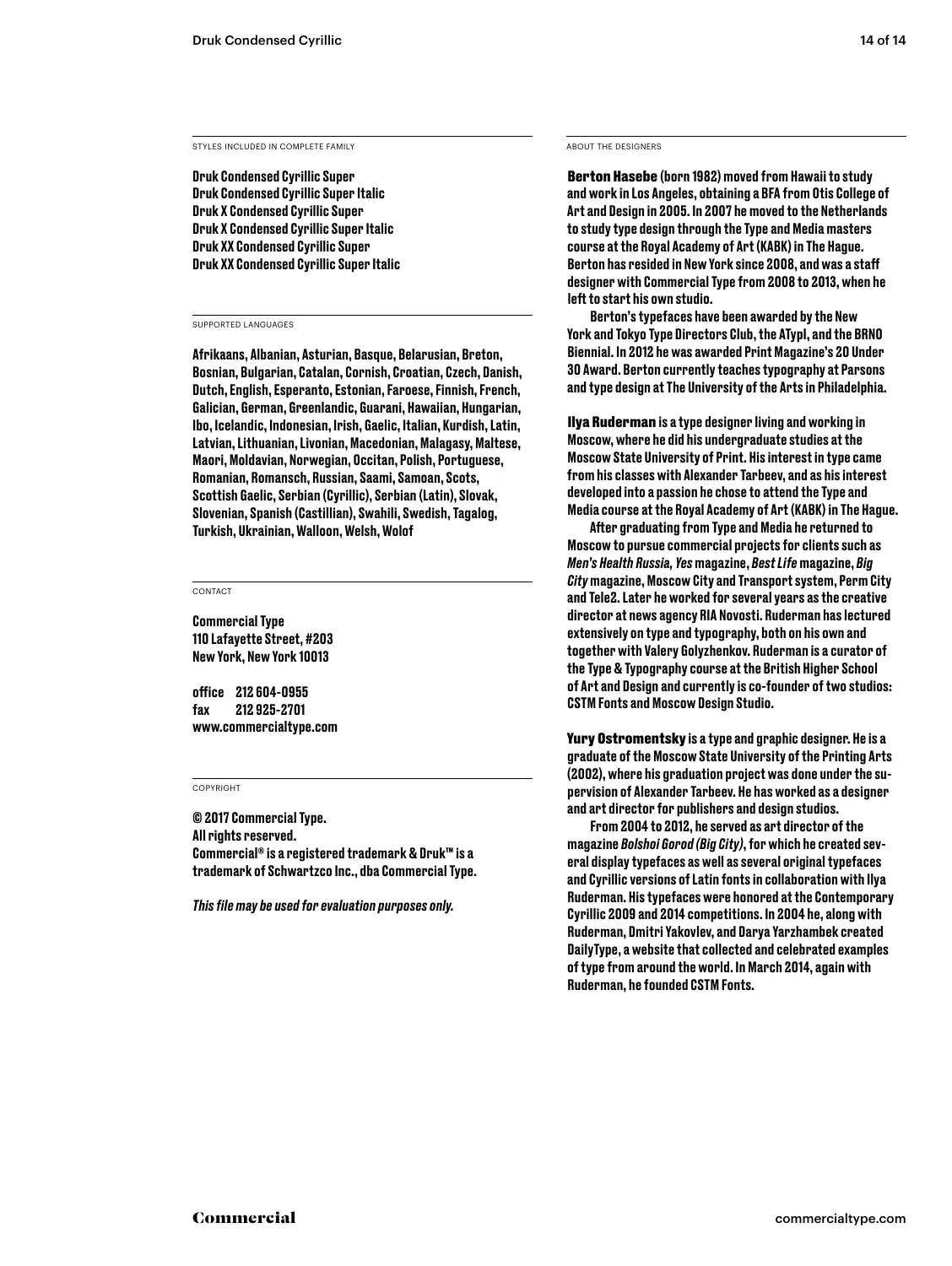## STYLES INCLUDED IN COMPLETE FAMILY

**Druk Condensed Cyrillic Super**
**Druk Condensed Cyrillic Super Italic**
**Druk X Condensed Cyrillic Super**
**Druk X Condensed Cyrillic Super Italic**
**Druk XX Condensed Cyrillic Super**
**Druk XX Condensed Cyrillic Super Italic**

## SUPPORTED LANGUAGES

Afrikaans, Albanian, Asturian, Basque, Belarusian, Breton, Bosnian, Bulgarian, Catalan, Cornish, Croatian, Czech, Danish, Dutch, English, Esperanto, Estonian, Faroese, Finnish, French, Galician, German, Greenlandic, Guarani, Hawaiian, Hungarian, Ibo, Icelandic, Indonesian, Irish, Gaelic, Italian, Kurdish, Latin, Latvian, Lithuanian, Livonian, Macedonian, Malagasy, Maltese, Maori, Moldavian, Norwegian, Occitan, Polish, Portuguese, Romanian, Romansch, Russian, Saami, Samoan, Scots, Scottish Gaelic, Serbian (Cyrillic), Serbian (Latin), Slovak, Slovenian, Spanish (Castillian), Swahili, Swedish, Tagalog, Turkish, Ukrainian, Walloon, Welsh, Wolof

## CONTACT

Commercial Type
110 Lafayette Street, #203
New York, New York 10013

office 212 604-0955
fax 212 925-2701
www.commercialtype.com

## COPYRIGHT

© 2017 Commercial Type.
All rights reserved.
Commercial® is a registered trademark & Druk™ is a trademark of Schwartzco Inc., dba Commercial Type.

*This file may be used for evaluation purposes only.*

## ABOUT THE DESIGNERS

**Berton Hasebe** (born 1982) moved from Hawaii to study and work in Los Angeles, obtaining a BFA from Otis College of Art and Design in 2005. In 2007 he moved to the Netherlands to study type design through the Type and Media masters course at the Royal Academy of Art (KABK) in The Hague. Berton has resided in New York since 2008, and was a staff designer with Commercial Type from 2008 to 2013, when he left to start his own studio.

Berton's typefaces have been awarded by the New York and Tokyo Type Directors Club, the ATypI, and the BRNO Biennial. In 2012 he was awarded Print Magazine's 20 Under 30 Award. Berton currently teaches typography at Parsons and type design at The University of the Arts in Philadelphia.

**Ilya Ruderman** is a type designer living and working in Moscow, where he did his undergraduate studies at the Moscow State University of Print. His interest in type came from his classes with Alexander Tarbeev, and as his interest developed into a passion he chose to attend the Type and Media course at the Royal Academy of Art (KABK) in The Hague.

After graduating from Type and Media he returned to Moscow to pursue commercial projects for clients such as *Men's Health Russia, Yes* magazine, *Best Life* magazine, *Big City* magazine, Moscow City and Transport system, Perm City and Tele2. Later he worked for several years as the creative director at news agency RIA Novosti. Ruderman has lectured extensively on type and typography, both on his own and together with Valery Golyzhenkov. Ruderman is a curator of the Type & Typography course at the British Higher School of Art and Design and currently is co-founder of two studios: CSTM Fonts and Moscow Design Studio.

**Yury Ostromentsky** is a type and graphic designer. He is a graduate of the Moscow State University of the Printing Arts (2002), where his graduation project was done under the supervision of Alexander Tarbeev. He has worked as a designer and art director for publishers and design studios.

From 2004 to 2012, he served as art director of the magazine *Bolshoi Gorod (Big City)*, for which he created several display typefaces as well as several original typefaces and Cyrillic versions of Latin fonts in collaboration with Ilya Ruderman. His typefaces were honored at the Contemporary Cyrillic 2009 and 2014 competitions. In 2004 he, along with Ruderman, Dmitri Yakovlev, and Darya Yarzhambek created DailyType, a website that collected and celebrated examples of type from around the world. In March 2014, again with Ruderman, he founded CSTM Fonts.